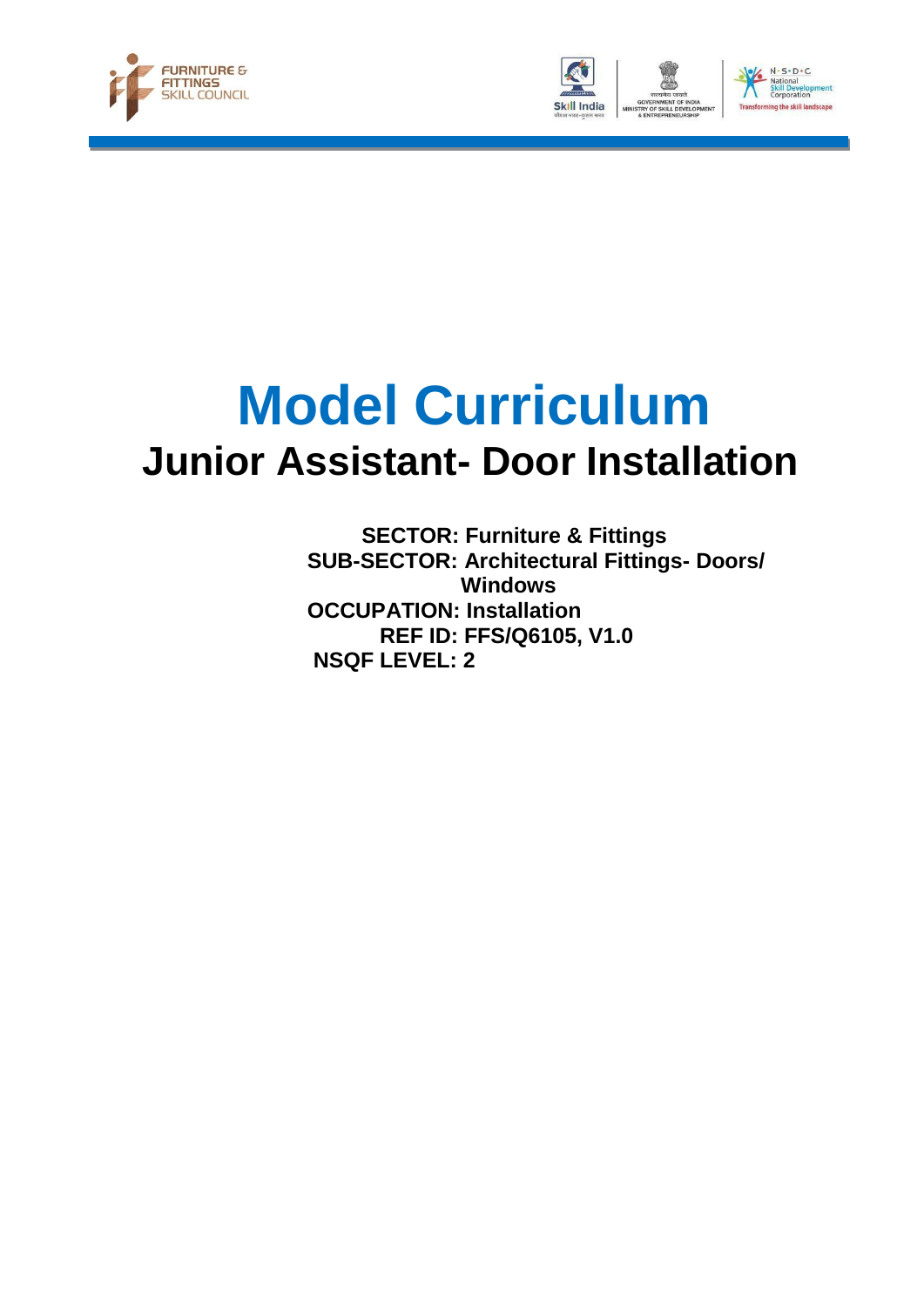# Model Curriculum

## Junior Assistant- Door Installation

**SECTOR: Furniture & Fittings**
**SUB-SECTOR: Architectural Fittings- Doors/ Windows**
**OCCUPATION: Installation**
**REF ID: FFS/Q6105, V1.0**
**NSQF LEVEL: 2**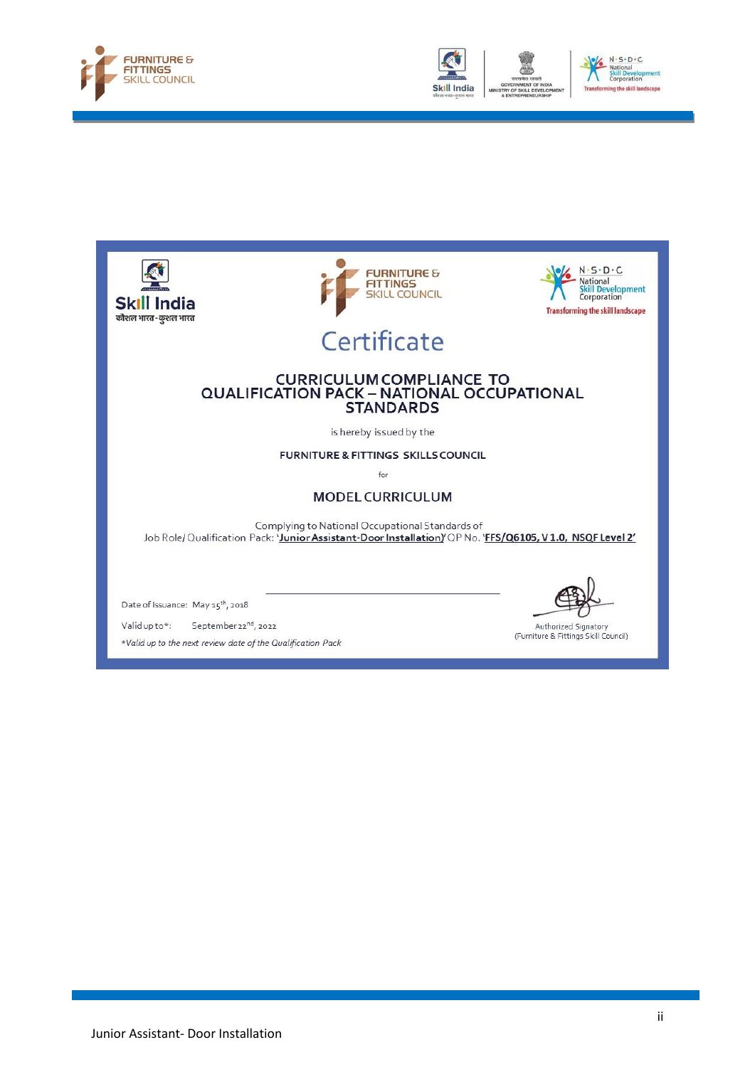# Certificate

## CURRICULUM COMPLIANCE TO QUALIFICATION PACK – NATIONAL OCCUPATIONAL STANDARDS

is hereby issued by the

**FURNITURE & FITTINGS SKILLS COUNCIL**

for

## MODEL CURRICULUM

Complying to National Occupational Standards of
Job Role/ Qualification Pack: '**Junior Assistant-Door Installation**' QP No. '**FFS/Q6105, V 1.0, NSQF Level 2**'

Date of Issuance: May 15th, 2018

Valid up to*: September 22nd, 2022

*Valid up to the next review date of the Qualification Pack*

Authorized Signatory
(Furniture & Fittings Skill Council)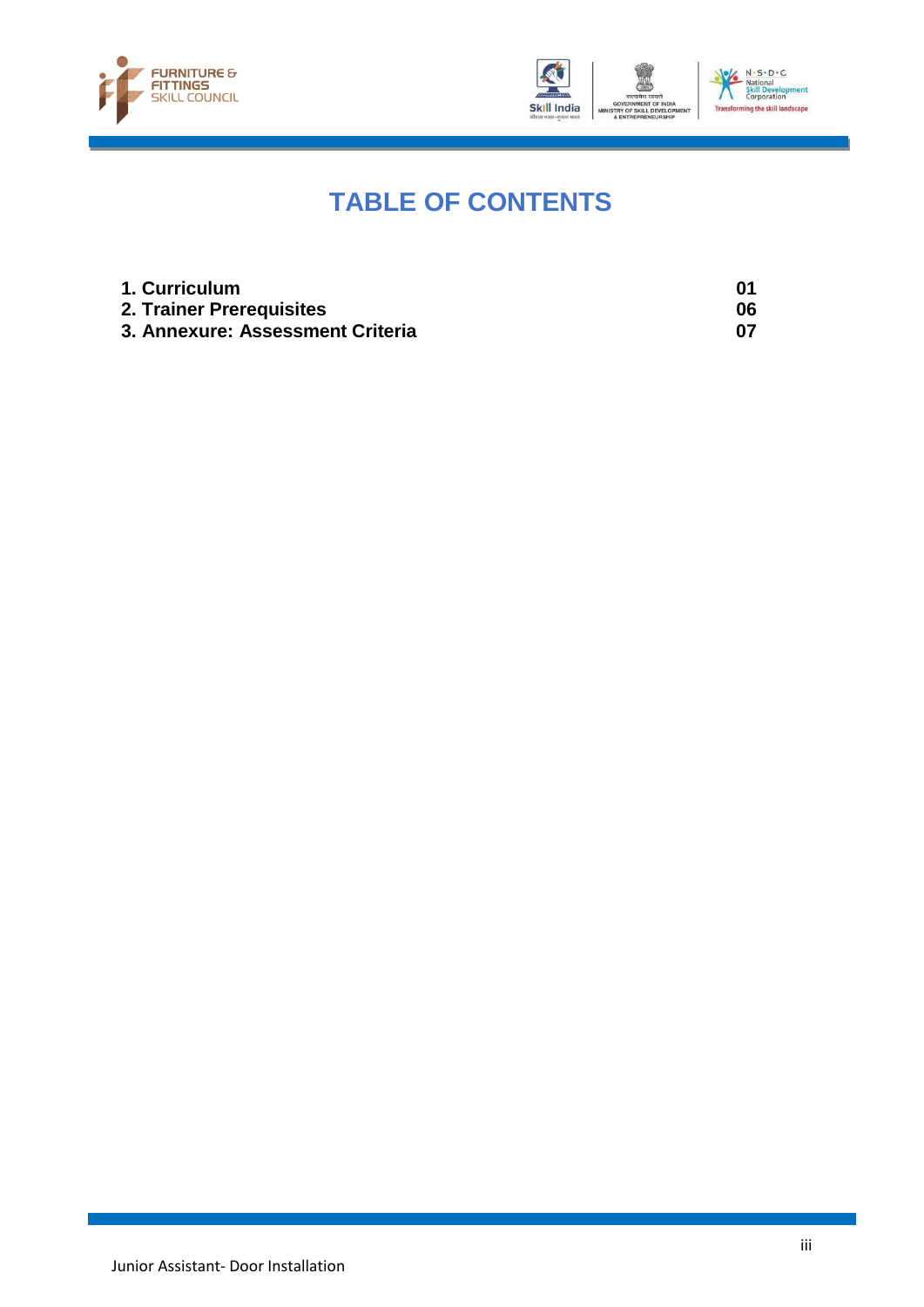# TABLE OF CONTENTS

| | |
|---|---|
| **1. Curriculum** | **01** |
| **2. Trainer Prerequisites** | **06** |
| **3. Annexure: Assessment Criteria** | **07** |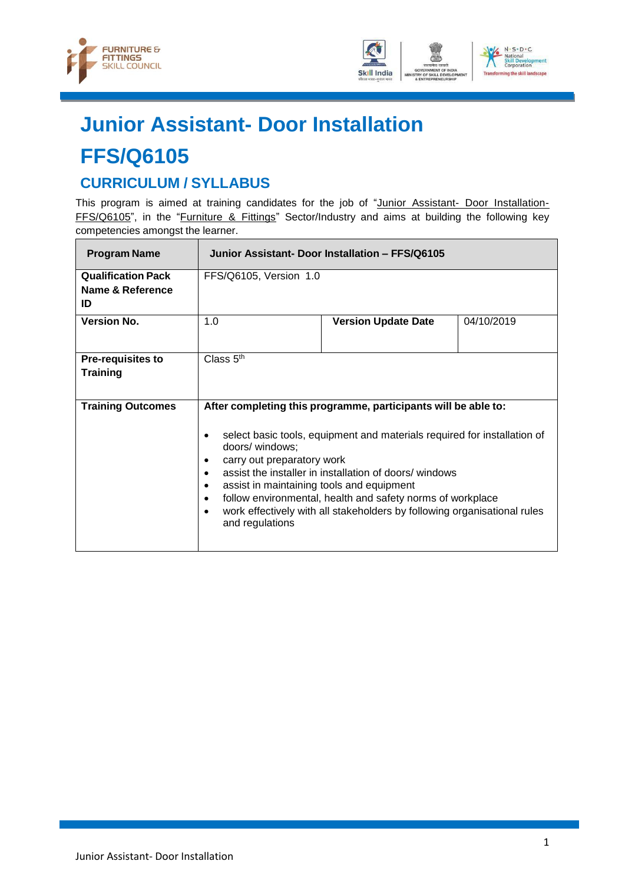# Junior Assistant- Door Installation

# FFS/Q6105

## CURRICULUM / SYLLABUS

This program is aimed at training candidates for the job of "Junior Assistant- Door Installation-FFS/Q6105", in the "Furniture & Fittings" Sector/Industry and aims at building the following key competencies amongst the learner.

| Program Name | Junior Assistant- Door Installation – FFS/Q6105 | | |
|---|---|---|---|
| Qualification Pack Name & Reference ID | FFS/Q6105, Version 1.0 | | |
| Version No. | 1.0 | Version Update Date | 04/10/2019 |
| Pre-requisites to Training | Class 5th | | |
| Training Outcomes | After completing this programme, participants will be able to:<br><br>• select basic tools, equipment and materials required for installation of doors/ windows;<br>• carry out preparatory work<br>• assist the installer in installation of doors/ windows<br>• assist in maintaining tools and equipment<br>• follow environmental, health and safety norms of workplace<br>• work effectively with all stakeholders by following organisational rules and regulations | | |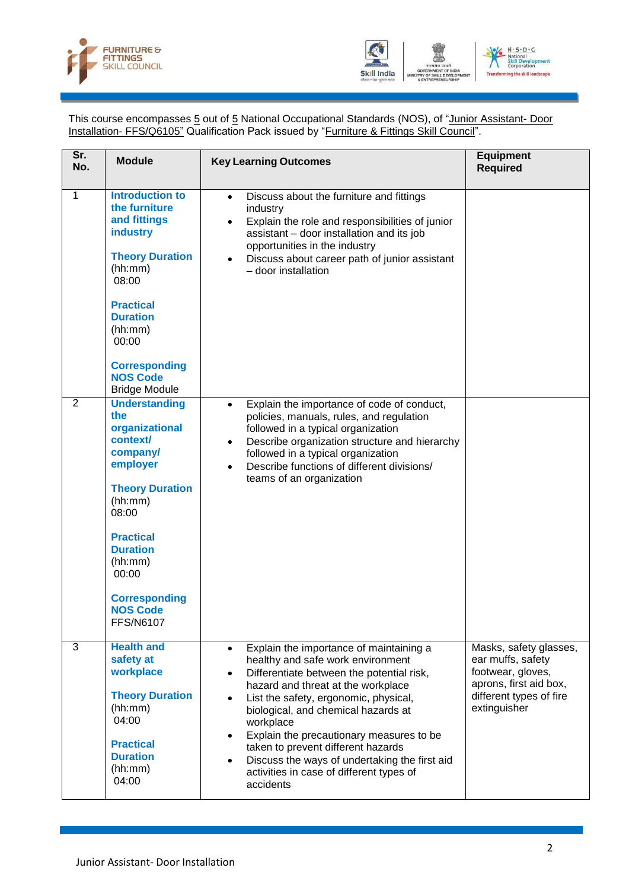This course encompasses 5 out of 5 National Occupational Standards (NOS), of "Junior Assistant- Door Installation- FFS/Q6105" Qualification Pack issued by "Furniture & Fittings Skill Council".

| Sr. No. | Module | Key Learning Outcomes | Equipment Required |
|---|---|---|---|
| 1 | **Introduction to the furniture and fittings industry**<br><br>**Theory Duration** (hh:mm) 08:00<br><br>**Practical Duration** (hh:mm) 00:00<br><br>**Corresponding NOS Code** Bridge Module | • Discuss about the furniture and fittings industry<br>• Explain the role and responsibilities of junior assistant – door installation and its job opportunities in the industry<br>• Discuss about career path of junior assistant – door installation | |
| 2 | **Understanding the organizational context/ company/ employer**<br><br>**Theory Duration** (hh:mm) 08:00<br><br>**Practical Duration** (hh:mm) 00:00<br><br>**Corresponding NOS Code** FFS/N6107 | • Explain the importance of code of conduct, policies, manuals, rules, and regulation followed in a typical organization<br>• Describe organization structure and hierarchy followed in a typical organization<br>• Describe functions of different divisions/ teams of an organization | |
| 3 | **Health and safety at workplace**<br><br>**Theory Duration** (hh:mm) 04:00<br><br>**Practical Duration** (hh:mm) 04:00 | • Explain the importance of maintaining a healthy and safe work environment<br>• Differentiate between the potential risk, hazard and threat at the workplace<br>• List the safety, ergonomic, physical, biological, and chemical hazards at workplace<br>• Explain the precautionary measures to be taken to prevent different hazards<br>• Discuss the ways of undertaking the first aid activities in case of different types of accidents | Masks, safety glasses, ear muffs, safety footwear, gloves, aprons, first aid box, different types of fire extinguisher |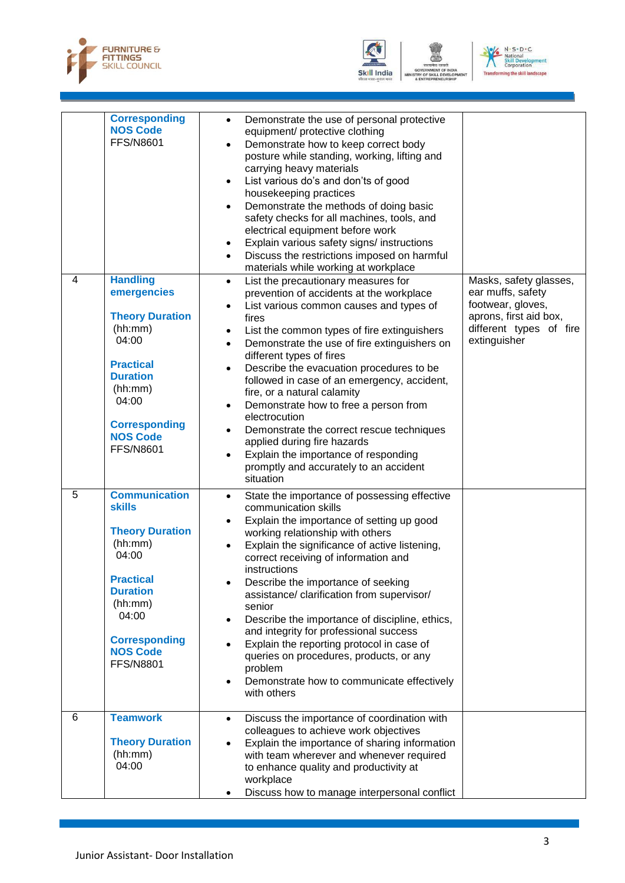| | | | |
|---|---|---|---|
| | **Corresponding NOS Code** FFS/N8601 | • Demonstrate the use of personal protective equipment/ protective clothing<br>• Demonstrate how to keep correct body posture while standing, working, lifting and carrying heavy materials<br>• List various do's and don'ts of good housekeeping practices<br>• Demonstrate the methods of doing basic safety checks for all machines, tools, and electrical equipment before work<br>• Explain various safety signs/ instructions<br>• Discuss the restrictions imposed on harmful materials while working at workplace | |
| 4 | **Handling emergencies**<br><br>**Theory Duration** (hh:mm) 04:00<br><br>**Practical Duration** (hh:mm) 04:00<br><br>**Corresponding NOS Code** FFS/N8601 | • List the precautionary measures for prevention of accidents at the workplace<br>• List various common causes and types of fires<br>• List the common types of fire extinguishers<br>• Demonstrate the use of fire extinguishers on different types of fires<br>• Describe the evacuation procedures to be followed in case of an emergency, accident, fire, or a natural calamity<br>• Demonstrate how to free a person from electrocution<br>• Demonstrate the correct rescue techniques applied during fire hazards<br>• Explain the importance of responding promptly and accurately to an accident situation | Masks, safety glasses, ear muffs, safety footwear, gloves, aprons, first aid box, different types of fire extinguisher |
| 5 | **Communication skills**<br><br>**Theory Duration** (hh:mm) 04:00<br><br>**Practical Duration** (hh:mm) 04:00<br><br>**Corresponding NOS Code** FFS/N8801 | • State the importance of possessing effective communication skills<br>• Explain the importance of setting up good working relationship with others<br>• Explain the significance of active listening, correct receiving of information and instructions<br>• Describe the importance of seeking assistance/ clarification from supervisor/ senior<br>• Describe the importance of discipline, ethics, and integrity for professional success<br>• Explain the reporting protocol in case of queries on procedures, products, or any problem<br>• Demonstrate how to communicate effectively with others | |
| 6 | **Teamwork**<br><br>**Theory Duration** (hh:mm) 04:00 | • Discuss the importance of coordination with colleagues to achieve work objectives<br>• Explain the importance of sharing information with team wherever and whenever required to enhance quality and productivity at workplace<br>• Discuss how to manage interpersonal conflict | |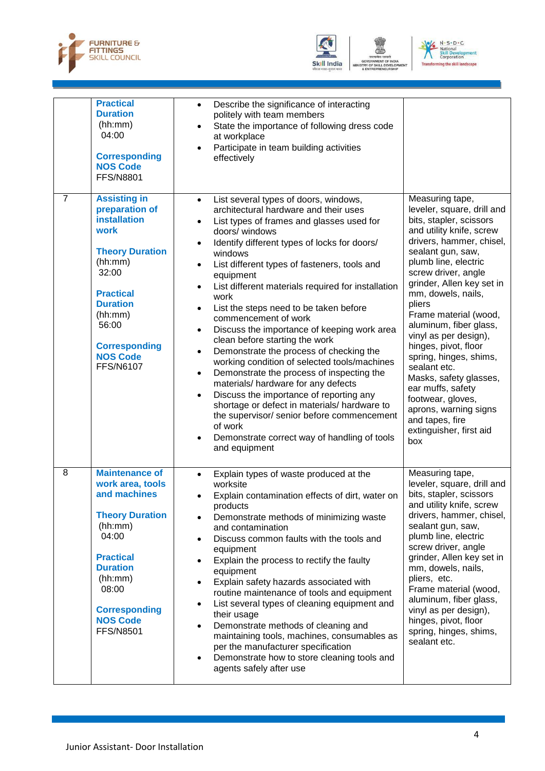| | | | |
|---|---|---|---|
| | **Practical Duration** (hh:mm) 04:00<br><br>**Corresponding NOS Code** FFS/N8801 | • Describe the significance of interacting politely with team members<br>• State the importance of following dress code at workplace<br>• Participate in team building activities effectively | |
| 7 | **Assisting in preparation of installation work**<br><br>**Theory Duration** (hh:mm) 32:00<br><br>**Practical Duration** (hh:mm) 56:00<br><br>**Corresponding NOS Code** FFS/N6107 | • List several types of doors, windows, architectural hardware and their uses<br>• List types of frames and glasses used for doors/ windows<br>• Identify different types of locks for doors/ windows<br>• List different types of fasteners, tools and equipment<br>• List different materials required for installation work<br>• List the steps need to be taken before commencement of work<br>• Discuss the importance of keeping work area clean before starting the work<br>• Demonstrate the process of checking the working condition of selected tools/machines<br>• Demonstrate the process of inspecting the materials/ hardware for any defects<br>• Discuss the importance of reporting any shortage or defect in materials/ hardware to the supervisor/ senior before commencement of work<br>• Demonstrate correct way of handling of tools and equipment | Measuring tape, leveler, square, drill and bits, stapler, scissors and utility knife, screw drivers, hammer, chisel, sealant gun, saw, plumb line, electric screw driver, angle grinder, Allen key set in mm, dowels, nails, pliers<br>Frame material (wood, aluminum, fiber glass, vinyl as per design), hinges, pivot, floor spring, hinges, shims, sealant etc.<br>Masks, safety glasses, ear muffs, safety footwear, gloves, aprons, warning signs and tapes, fire extinguisher, first aid box |
| 8 | **Maintenance of work area, tools and machines**<br><br>**Theory Duration** (hh:mm) 04:00<br><br>**Practical Duration** (hh:mm) 08:00<br><br>**Corresponding NOS Code** FFS/N8501 | • Explain types of waste produced at the worksite<br>• Explain contamination effects of dirt, water on products<br>• Demonstrate methods of minimizing waste and contamination<br>• Discuss common faults with the tools and equipment<br>• Explain the process to rectify the faulty equipment<br>• Explain safety hazards associated with routine maintenance of tools and equipment<br>• List several types of cleaning equipment and their usage<br>• Demonstrate methods of cleaning and maintaining tools, machines, consumables as per the manufacturer specification<br>• Demonstrate how to store cleaning tools and agents safely after use | Measuring tape, leveler, square, drill and bits, stapler, scissors and utility knife, screw drivers, hammer, chisel, sealant gun, saw, plumb line, electric screw driver, angle grinder, Allen key set in mm, dowels, nails, pliers, etc.<br>Frame material (wood, aluminum, fiber glass, vinyl as per design), hinges, pivot, floor spring, hinges, shims, sealant etc. |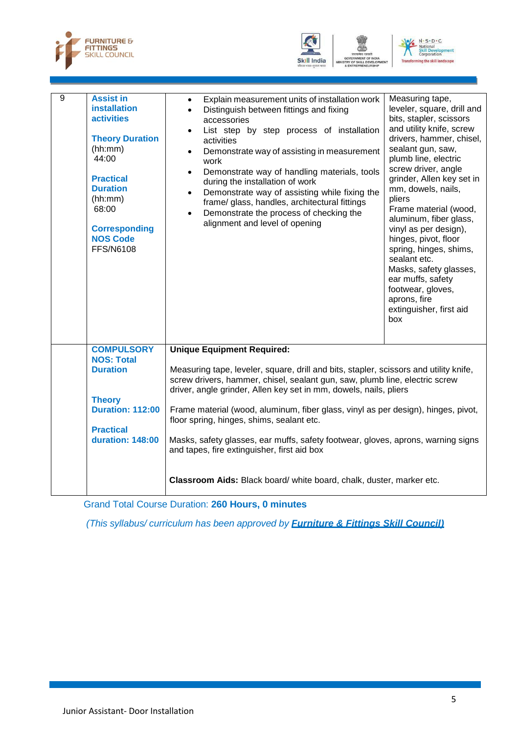| 9 | **Assist in installation activities**<br><br>**Theory Duration** (hh:mm)<br>44:00<br><br>**Practical Duration** (hh:mm)<br>68:00<br><br>**Corresponding NOS Code**<br>FFS/N6108 | • Explain measurement units of installation work<br>• Distinguish between fittings and fixing accessories<br>• List step by step process of installation activities<br>• Demonstrate way of assisting in measurement work<br>• Demonstrate way of handling materials, tools during the installation of work<br>• Demonstrate way of assisting while fixing the frame/ glass, handles, architectural fittings<br>• Demonstrate the process of checking the alignment and level of opening | Measuring tape, leveler, square, drill and bits, stapler, scissors and utility knife, screw drivers, hammer, chisel, sealant gun, saw, plumb line, electric screw driver, angle grinder, Allen key set in mm, dowels, nails, pliers<br>Frame material (wood, aluminum, fiber glass, vinyl as per design), hinges, pivot, floor spring, hinges, shims, sealant etc.<br>Masks, safety glasses, ear muffs, safety footwear, gloves, aprons, fire extinguisher, first aid box |
|---|---|---|---|
| | **COMPULSORY NOS: Total Duration**<br><br>**Theory Duration: 112:00**<br><br>**Practical duration: 148:00** | **Unique Equipment Required:**<br><br>Measuring tape, leveler, square, drill and bits, stapler, scissors and utility knife, screw drivers, hammer, chisel, sealant gun, saw, plumb line, electric screw driver, angle grinder, Allen key set in mm, dowels, nails, pliers<br><br>Frame material (wood, aluminum, fiber glass, vinyl as per design), hinges, pivot, floor spring, hinges, shims, sealant etc.<br><br>Masks, safety glasses, ear muffs, safety footwear, gloves, aprons, warning signs and tapes, fire extinguisher, first aid box<br><br>**Classroom Aids:** Black board/ white board, chalk, duster, marker etc. | |

Grand Total Course Duration: **260 Hours, 0 minutes**

*(This syllabus/ curriculum has been approved by* ***Furniture & Fittings Skill Council)***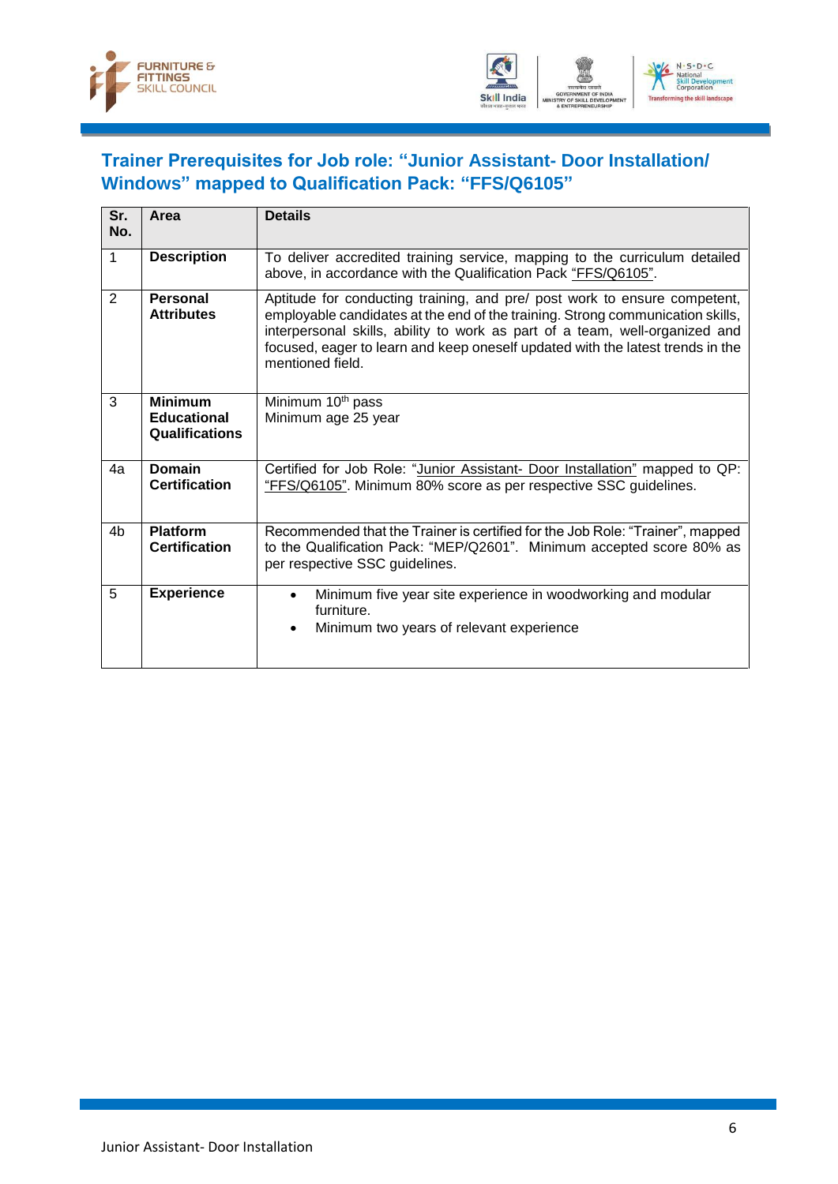## Trainer Prerequisites for Job role: "Junior Assistant- Door Installation/ Windows" mapped to Qualification Pack: "FFS/Q6105"

| Sr. No. | Area | Details |
|---|---|---|
| 1 | **Description** | To deliver accredited training service, mapping to the curriculum detailed above, in accordance with the Qualification Pack "FFS/Q6105". |
| 2 | **Personal Attributes** | Aptitude for conducting training, and pre/ post work to ensure competent, employable candidates at the end of the training. Strong communication skills, interpersonal skills, ability to work as part of a team, well-organized and focused, eager to learn and keep oneself updated with the latest trends in the mentioned field. |
| 3 | **Minimum Educational Qualifications** | Minimum 10th pass<br>Minimum age 25 year |
| 4a | **Domain Certification** | Certified for Job Role: "Junior Assistant- Door Installation" mapped to QP: "FFS/Q6105". Minimum 80% score as per respective SSC guidelines. |
| 4b | **Platform Certification** | Recommended that the Trainer is certified for the Job Role: "Trainer", mapped to the Qualification Pack: "MEP/Q2601". Minimum accepted score 80% as per respective SSC guidelines. |
| 5 | **Experience** | • Minimum five year site experience in woodworking and modular furniture.<br>• Minimum two years of relevant experience |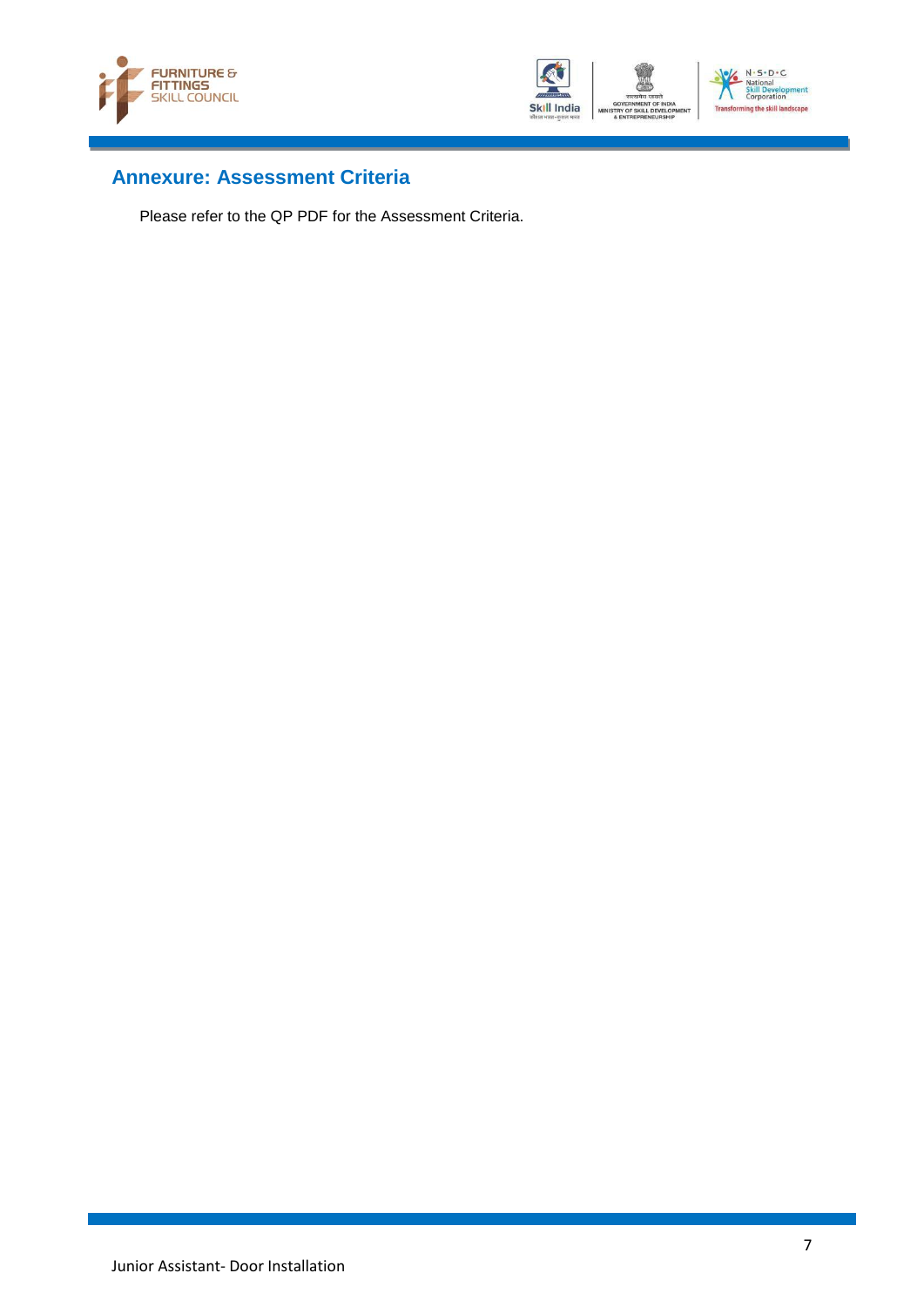## Annexure: Assessment Criteria

Please refer to the QP PDF for the Assessment Criteria.